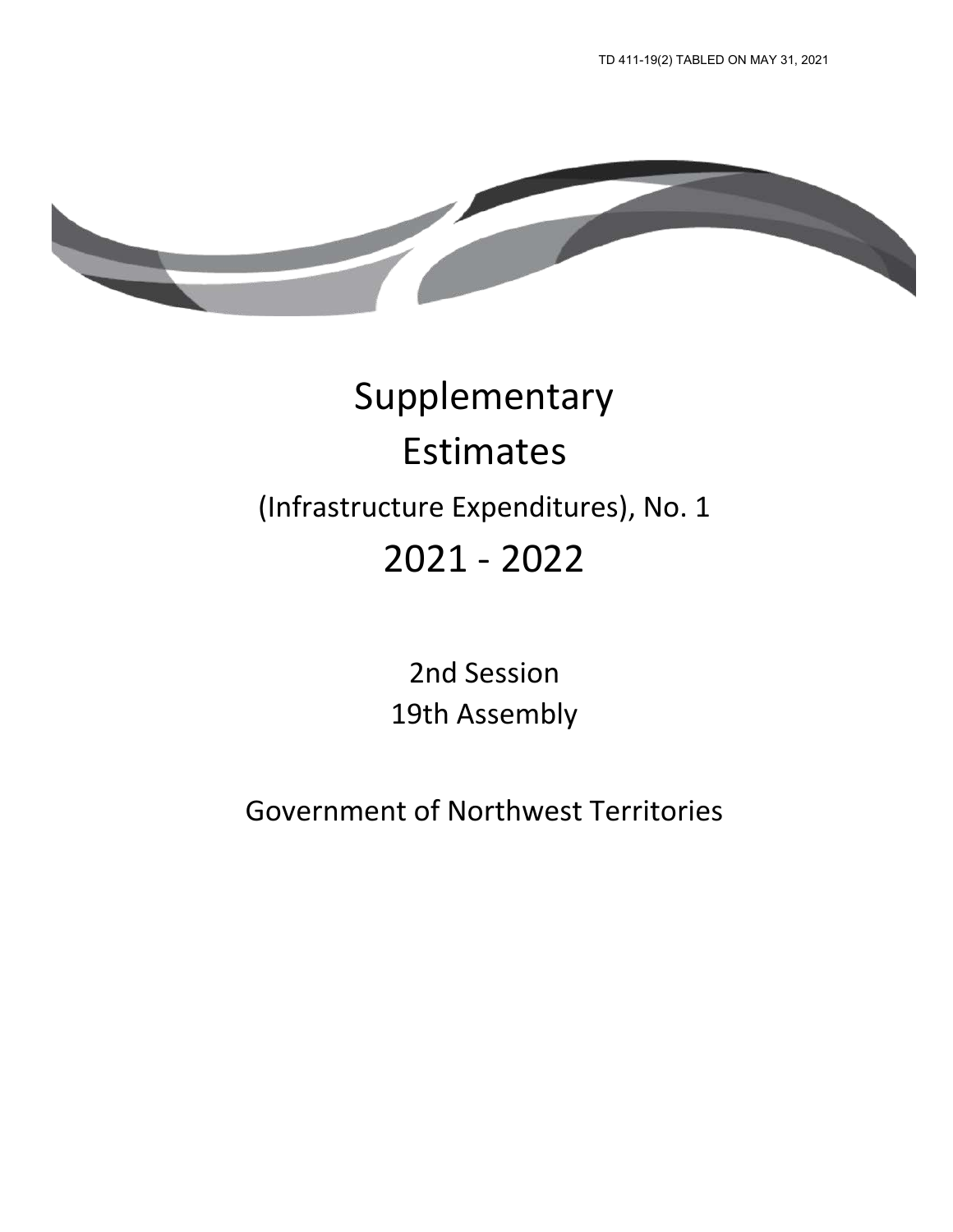TD 411-19(2) TABLED ON MAY 31, 2021

# Supplementary Estimates

## (Infrastructure Expenditures), No. 1

# 2021 - 2022

2nd Session

19th Assembly

Government of Northwest Territories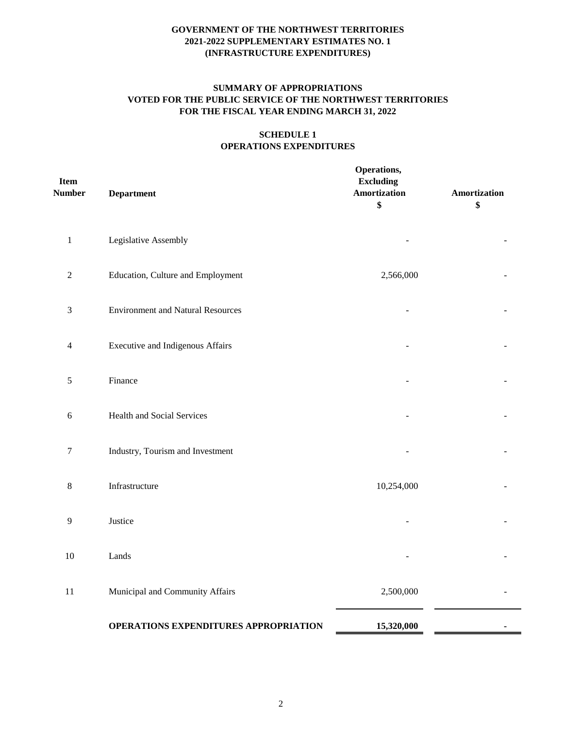**GOVERNMENT OF THE NORTHWEST TERRITORIES**
**2021-2022 SUPPLEMENTARY ESTIMATES NO. 1**
**(INFRASTRUCTURE EXPENDITURES)**

**SUMMARY OF APPROPRIATIONS**
**VOTED FOR THE PUBLIC SERVICE OF THE NORTHWEST TERRITORIES**
**FOR THE FISCAL YEAR ENDING MARCH 31, 2022**

**SCHEDULE 1**
**OPERATIONS EXPENDITURES**

| Item Number | Department | Operations, Excluding Amortization $ | Amortization $ |
|---|---|---|---|
| 1 | Legislative Assembly | - | - |
| 2 | Education, Culture and Employment | 2,566,000 | - |
| 3 | Environment and Natural Resources | - | - |
| 4 | Executive and Indigenous Affairs | - | - |
| 5 | Finance | - | - |
| 6 | Health and Social Services | - | - |
| 7 | Industry, Tourism and Investment | - | - |
| 8 | Infrastructure | 10,254,000 | - |
| 9 | Justice | - | - |
| 10 | Lands | - | - |
| 11 | Municipal and Community Affairs | 2,500,000 | - |
| | **OPERATIONS EXPENDITURES APPROPRIATION** | **15,320,000** | **-** |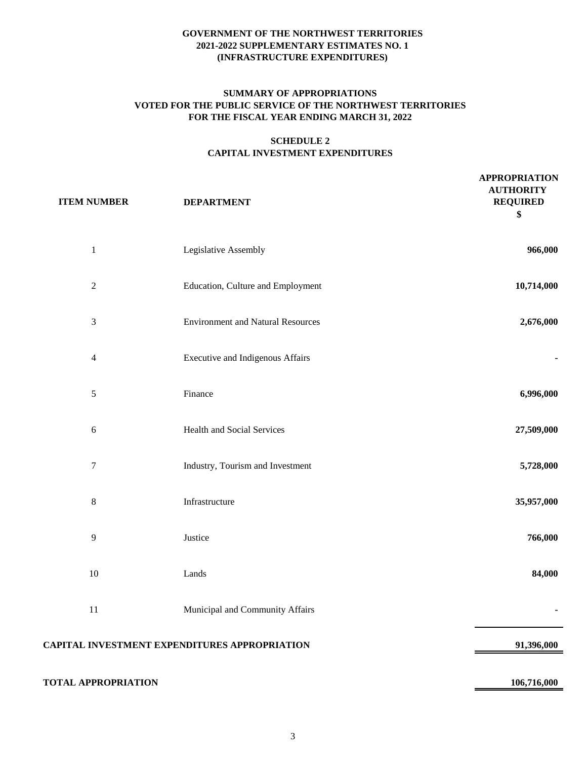**GOVERNMENT OF THE NORTHWEST TERRITORIES**
**2021-2022 SUPPLEMENTARY ESTIMATES NO. 1**
**(INFRASTRUCTURE EXPENDITURES)**

**SUMMARY OF APPROPRIATIONS**
**VOTED FOR THE PUBLIC SERVICE OF THE NORTHWEST TERRITORIES**
**FOR THE FISCAL YEAR ENDING MARCH 31, 2022**

## SCHEDULE 2
## CAPITAL INVESTMENT EXPENDITURES

| ITEM NUMBER | DEPARTMENT | APPROPRIATION AUTHORITY REQUIRED $ |
|---|---|---|
| 1 | Legislative Assembly | **966,000** |
| 2 | Education, Culture and Employment | **10,714,000** |
| 3 | Environment and Natural Resources | **2,676,000** |
| 4 | Executive and Indigenous Affairs | **-** |
| 5 | Finance | **6,996,000** |
| 6 | Health and Social Services | **27,509,000** |
| 7 | Industry, Tourism and Investment | **5,728,000** |
| 8 | Infrastructure | **35,957,000** |
| 9 | Justice | **766,000** |
| 10 | Lands | **84,000** |
| 11 | Municipal and Community Affairs | **-** |
| **CAPITAL INVESTMENT EXPENDITURES APPROPRIATION** | | **91,396,000** |
| **TOTAL APPROPRIATION** | | **106,716,000** |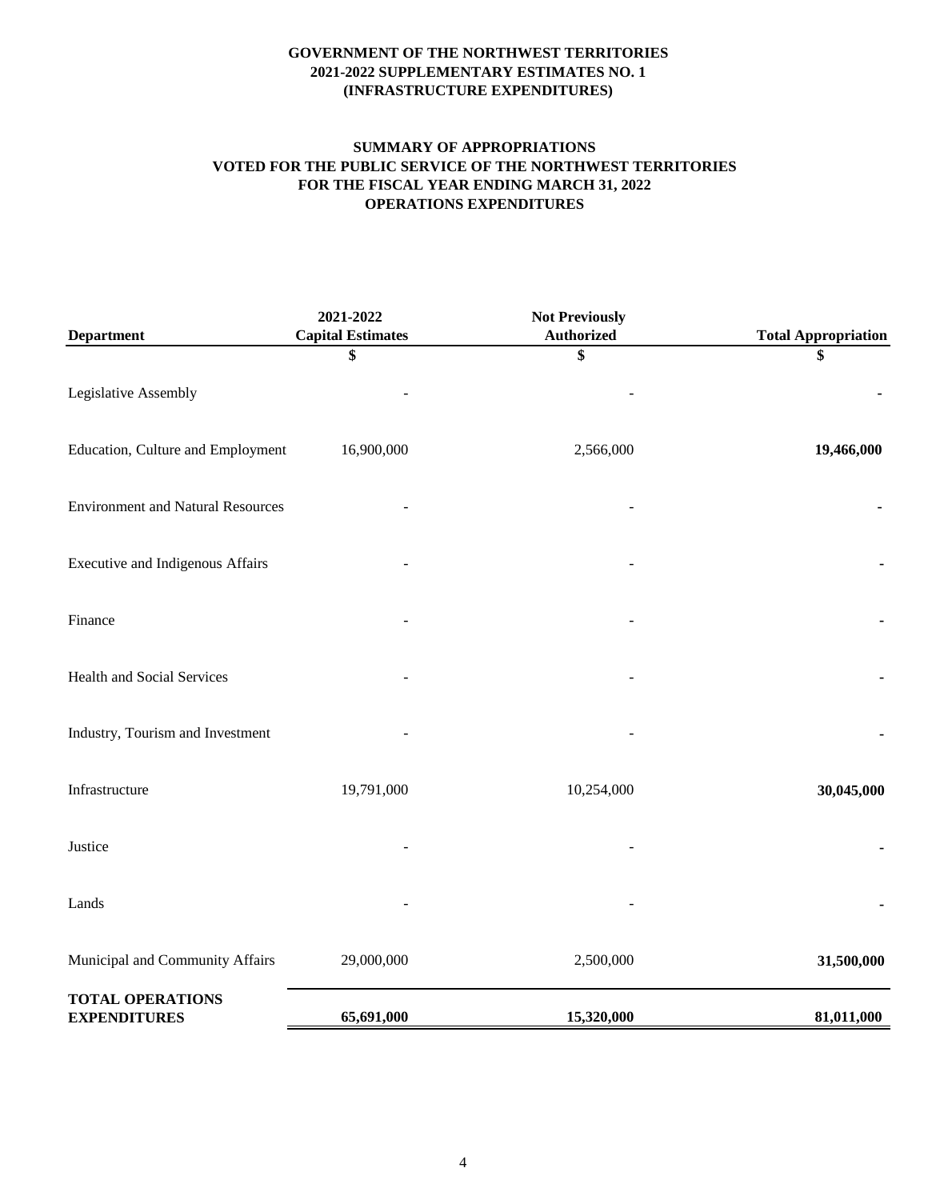**GOVERNMENT OF THE NORTHWEST TERRITORIES**
**2021-2022 SUPPLEMENTARY ESTIMATES NO. 1**
**(INFRASTRUCTURE EXPENDITURES)**

**SUMMARY OF APPROPRIATIONS**
**VOTED FOR THE PUBLIC SERVICE OF THE NORTHWEST TERRITORIES**
**FOR THE FISCAL YEAR ENDING MARCH 31, 2022**
**OPERATIONS EXPENDITURES**

| Department | 2021-2022 Capital Estimates | Not Previously Authorized | Total Appropriation |
|---|---|---|---|
| | $ | $ | $ |
| Legislative Assembly | - | - | **-** |
| Education, Culture and Employment | 16,900,000 | 2,566,000 | **19,466,000** |
| Environment and Natural Resources | - | - | **-** |
| Executive and Indigenous Affairs | - | - | **-** |
| Finance | - | - | **-** |
| Health and Social Services | - | - | **-** |
| Industry, Tourism and Investment | - | - | **-** |
| Infrastructure | 19,791,000 | 10,254,000 | **30,045,000** |
| Justice | - | - | **-** |
| Lands | - | - | **-** |
| Municipal and Community Affairs | 29,000,000 | 2,500,000 | **31,500,000** |
| **TOTAL OPERATIONS EXPENDITURES** | **65,691,000** | **15,320,000** | **81,011,000** |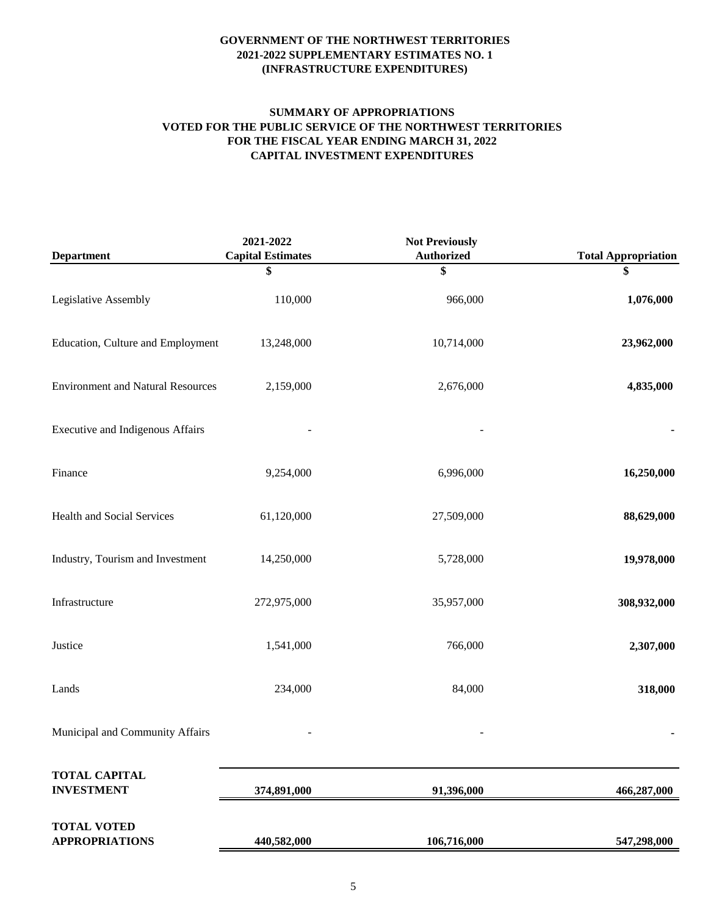# GOVERNMENT OF THE NORTHWEST TERRITORIES
## 2021-2022 SUPPLEMENTARY ESTIMATES NO. 1
## (INFRASTRUCTURE EXPENDITURES)

### SUMMARY OF APPROPRIATIONS
### VOTED FOR THE PUBLIC SERVICE OF THE NORTHWEST TERRITORIES
### FOR THE FISCAL YEAR ENDING MARCH 31, 2022
### CAPITAL INVESTMENT EXPENDITURES

| Department | 2021-2022 Capital Estimates | Not Previously Authorized | Total Appropriation |
|---|---|---|---|
| | $ | $ | $ |
| Legislative Assembly | 110,000 | 966,000 | **1,076,000** |
| Education, Culture and Employment | 13,248,000 | 10,714,000 | **23,962,000** |
| Environment and Natural Resources | 2,159,000 | 2,676,000 | **4,835,000** |
| Executive and Indigenous Affairs | - | - | **-** |
| Finance | 9,254,000 | 6,996,000 | **16,250,000** |
| Health and Social Services | 61,120,000 | 27,509,000 | **88,629,000** |
| Industry, Tourism and Investment | 14,250,000 | 5,728,000 | **19,978,000** |
| Infrastructure | 272,975,000 | 35,957,000 | **308,932,000** |
| Justice | 1,541,000 | 766,000 | **2,307,000** |
| Lands | 234,000 | 84,000 | **318,000** |
| Municipal and Community Affairs | - | - | **-** |
| **TOTAL CAPITAL INVESTMENT** | **374,891,000** | **91,396,000** | **466,287,000** |
| **TOTAL VOTED APPROPRIATIONS** | **440,582,000** | **106,716,000** | **547,298,000** |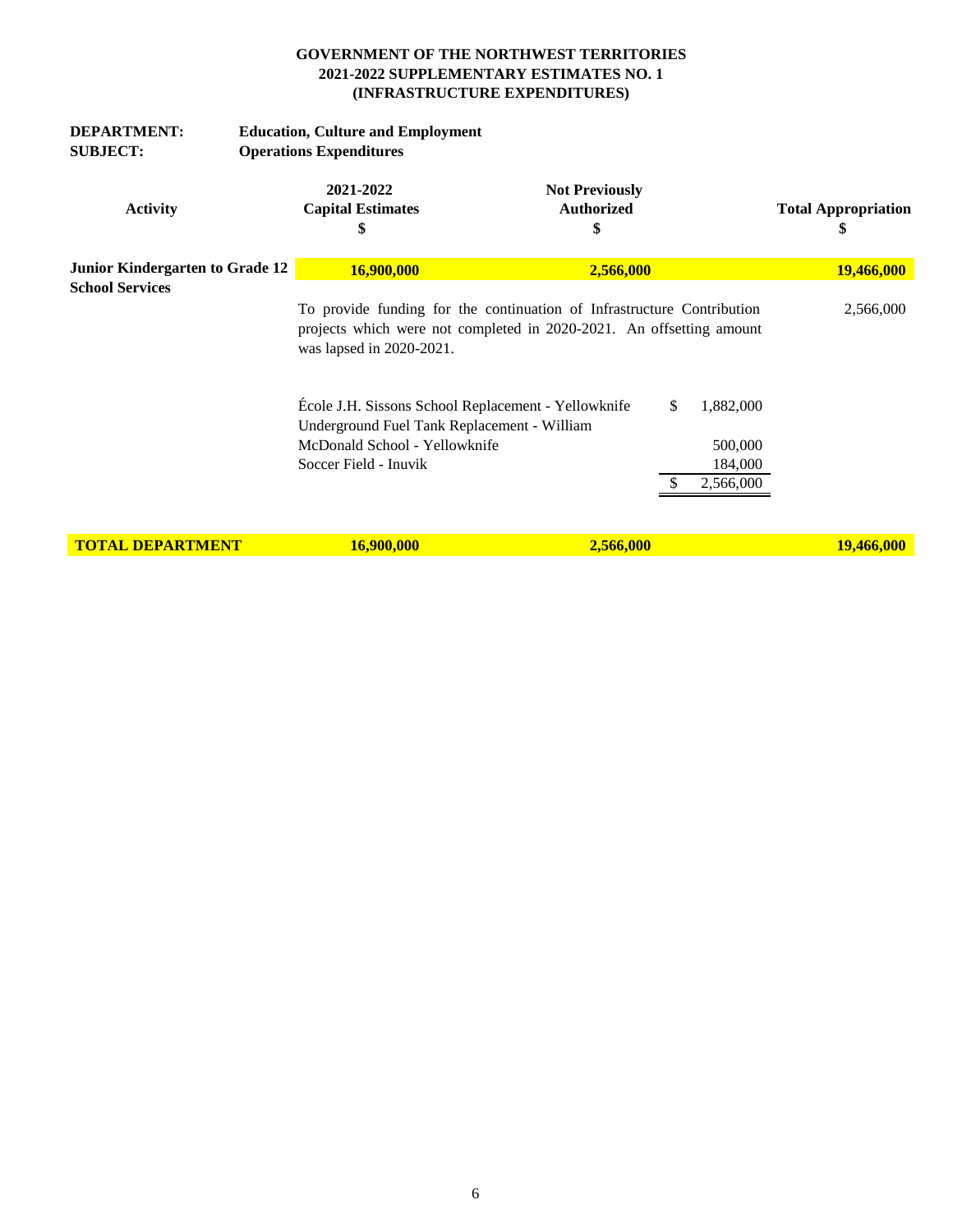**GOVERNMENT OF THE NORTHWEST TERRITORIES**
**2021-2022 SUPPLEMENTARY ESTIMATES NO. 1**
**(INFRASTRUCTURE EXPENDITURES)**

**DEPARTMENT:** **Education, Culture and Employment**
**SUBJECT:** **Operations Expenditures**

| Activity | 2021-2022 Capital Estimates $ | Not Previously Authorized $ | Total Appropriation $ |
|---|---|---|---|
| **Junior Kindergarten to Grade 12 School Services** | **16,900,000** | **2,566,000** | **19,466,000** |
| | To provide funding for the continuation of Infrastructure Contribution projects which were not completed in 2020-2021. An offsetting amount was lapsed in 2020-2021. | | 2,566,000 |
| **TOTAL DEPARTMENT** | **16,900,000** | **2,566,000** | **19,466,000** |

| Project | Amount |
|---|---|
| École J.H. Sissons School Replacement - Yellowknife | $ 1,882,000 |
| Underground Fuel Tank Replacement - William McDonald School - Yellowknife | 500,000 |
| Soccer Field - Inuvik | 184,000 |
| | $ 2,566,000 |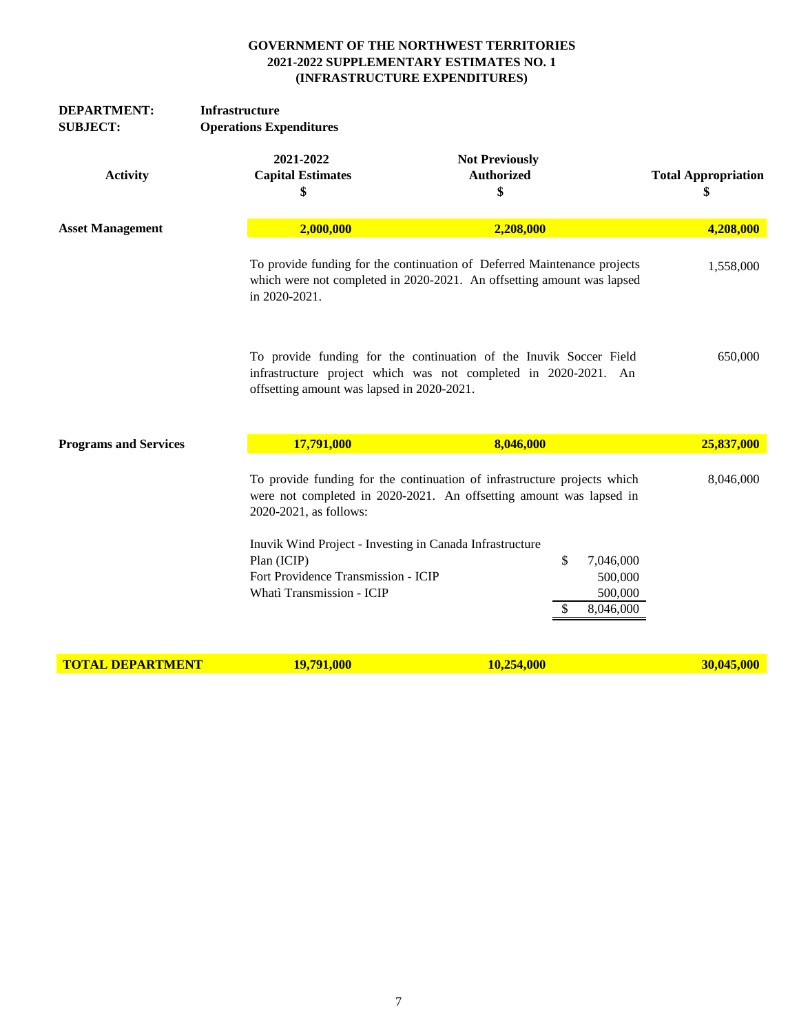**GOVERNMENT OF THE NORTHWEST TERRITORIES**
**2021-2022 SUPPLEMENTARY ESTIMATES NO. 1**
**(INFRASTRUCTURE EXPENDITURES)**

**DEPARTMENT:** Infrastructure
**SUBJECT:** Operations Expenditures

| Activity | 2021-2022 Capital Estimates $ | Not Previously Authorized $ | Total Appropriation $ |
|---|---|---|---|
| **Asset Management** | **2,000,000** | **2,208,000** | **4,208,000** |
| | To provide funding for the continuation of Deferred Maintenance projects which were not completed in 2020-2021. An offsetting amount was lapsed in 2020-2021. | | 1,558,000 |
| | To provide funding for the continuation of the Inuvik Soccer Field infrastructure project which was not completed in 2020-2021. An offsetting amount was lapsed in 2020-2021. | | 650,000 |
| **Programs and Services** | **17,791,000** | **8,046,000** | **25,837,000** |
| | To provide funding for the continuation of infrastructure projects which were not completed in 2020-2021. An offsetting amount was lapsed in 2020-2021, as follows: | | 8,046,000 |
| **TOTAL DEPARTMENT** | **19,791,000** | **10,254,000** | **30,045,000** |

| Project | Amount |
|---|---|
| Inuvik Wind Project - Investing in Canada Infrastructure Plan (ICIP) | $ 7,046,000 |
| Fort Providence Transmission - ICIP | 500,000 |
| Whatì Transmission - ICIP | 500,000 |
| | $ 8,046,000 |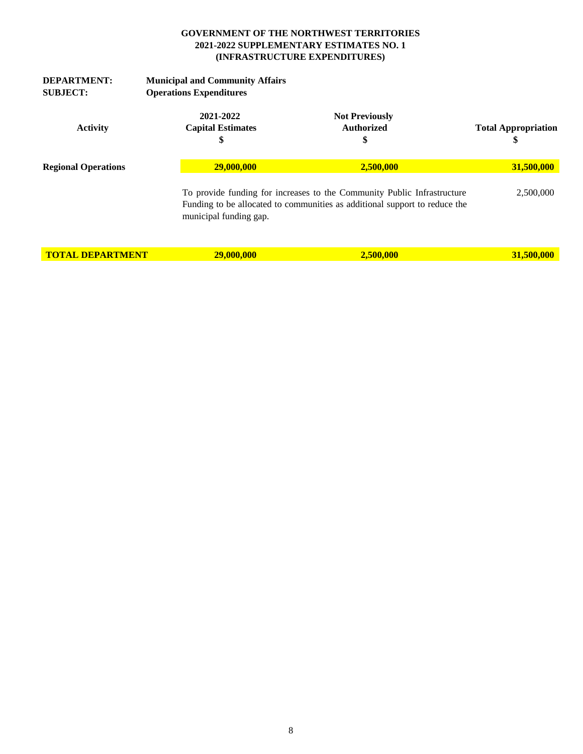**GOVERNMENT OF THE NORTHWEST TERRITORIES**
**2021-2022 SUPPLEMENTARY ESTIMATES NO. 1**
**(INFRASTRUCTURE EXPENDITURES)**

**DEPARTMENT:** **Municipal and Community Affairs**
**SUBJECT:** **Operations Expenditures**

| Activity | 2021-2022 Capital Estimates $ | Not Previously Authorized $ | Total Appropriation $ |
|---|---|---|---|
| **Regional Operations** | **29,000,000** | **2,500,000** | **31,500,000** |
| | To provide funding for increases to the Community Public Infrastructure Funding to be allocated to communities as additional support to reduce the municipal funding gap. | | 2,500,000 |
| **TOTAL DEPARTMENT** | **29,000,000** | **2,500,000** | **31,500,000** |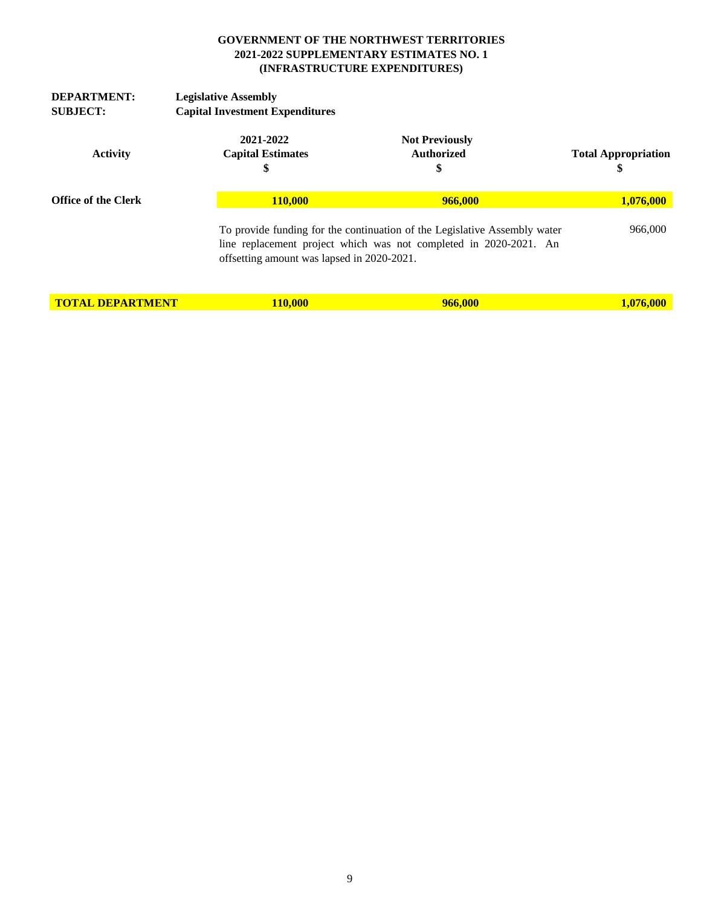**GOVERNMENT OF THE NORTHWEST TERRITORIES**
**2021-2022 SUPPLEMENTARY ESTIMATES NO. 1**
**(INFRASTRUCTURE EXPENDITURES)**

**DEPARTMENT:** **Legislative Assembly**
**SUBJECT:** **Capital Investment Expenditures**

| Activity | 2021-2022 Capital Estimates $ | Not Previously Authorized $ | Total Appropriation $ |
|---|---|---|---|
| **Office of the Clerk** | **110,000** | **966,000** | **1,076,000** |
| | To provide funding for the continuation of the Legislative Assembly water line replacement project which was not completed in 2020-2021. An offsetting amount was lapsed in 2020-2021. | | 966,000 |
| **TOTAL DEPARTMENT** | **110,000** | **966,000** | **1,076,000** |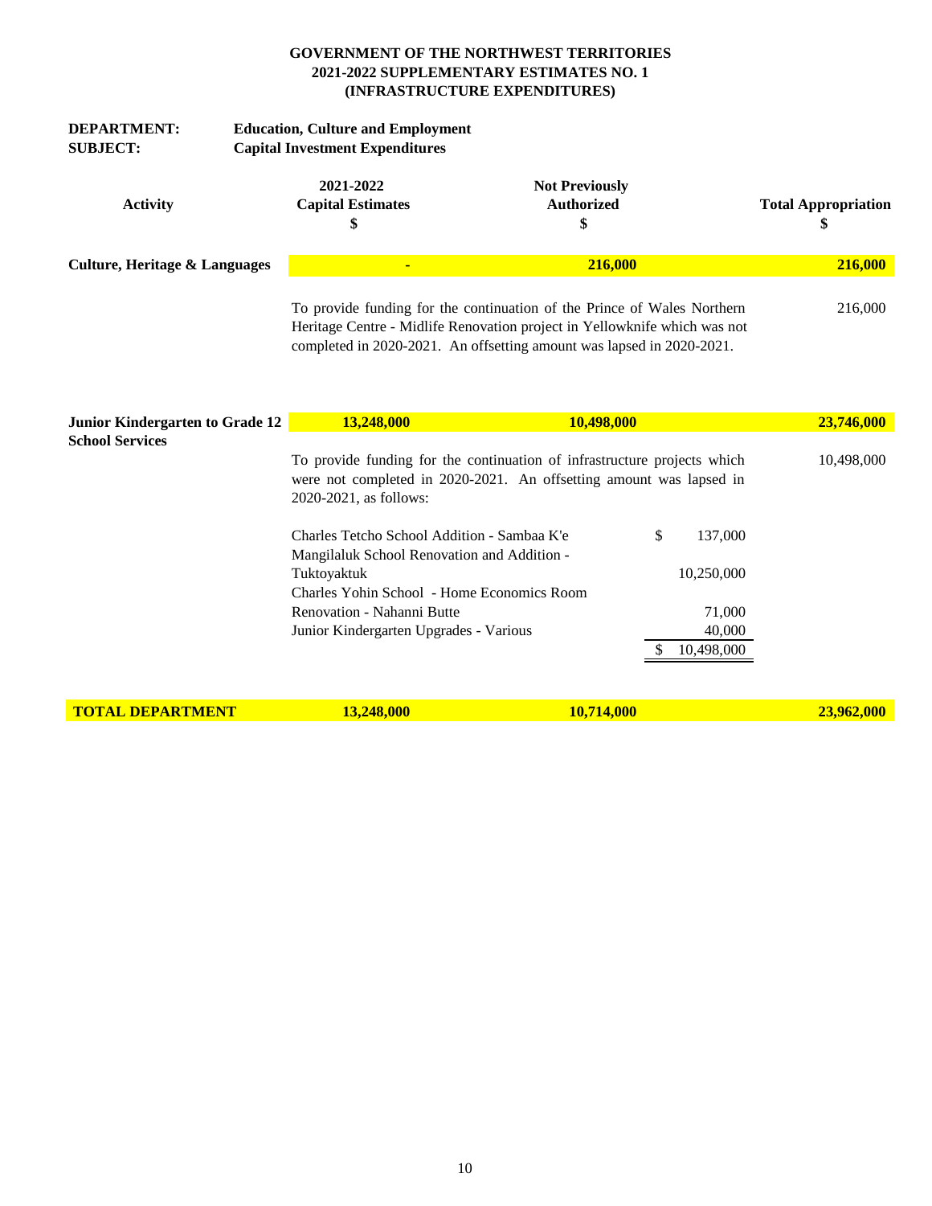**GOVERNMENT OF THE NORTHWEST TERRITORIES**
**2021-2022 SUPPLEMENTARY ESTIMATES NO. 1**
**(INFRASTRUCTURE EXPENDITURES)**

**DEPARTMENT:** **Education, Culture and Employment**
**SUBJECT:** **Capital Investment Expenditures**

| Activity | 2021-2022 Capital Estimates $ | Not Previously Authorized $ | Total Appropriation $ |
|---|---|---|---|
| **Culture, Heritage & Languages** | **-** | **216,000** | **216,000** |
| | To provide funding for the continuation of the Prince of Wales Northern Heritage Centre - Midlife Renovation project in Yellowknife which was not completed in 2020-2021. An offsetting amount was lapsed in 2020-2021. | | 216,000 |
| **Junior Kindergarten to Grade 12 School Services** | **13,248,000** | **10,498,000** | **23,746,000** |
| | To provide funding for the continuation of infrastructure projects which were not completed in 2020-2021. An offsetting amount was lapsed in 2020-2021, as follows: | | 10,498,000 |
| **TOTAL DEPARTMENT** | **13,248,000** | **10,714,000** | **23,962,000** |

| Project | $ |
|---|---|
| Charles Tetcho School Addition - Sambaa K'e | $ 137,000 |
| Mangilaluk School Renovation and Addition - Tuktoyaktuk | 10,250,000 |
| Charles Yohin School - Home Economics Room Renovation - Nahanni Butte | 71,000 |
| Junior Kindergarten Upgrades - Various | 40,000 |
| | $ 10,498,000 |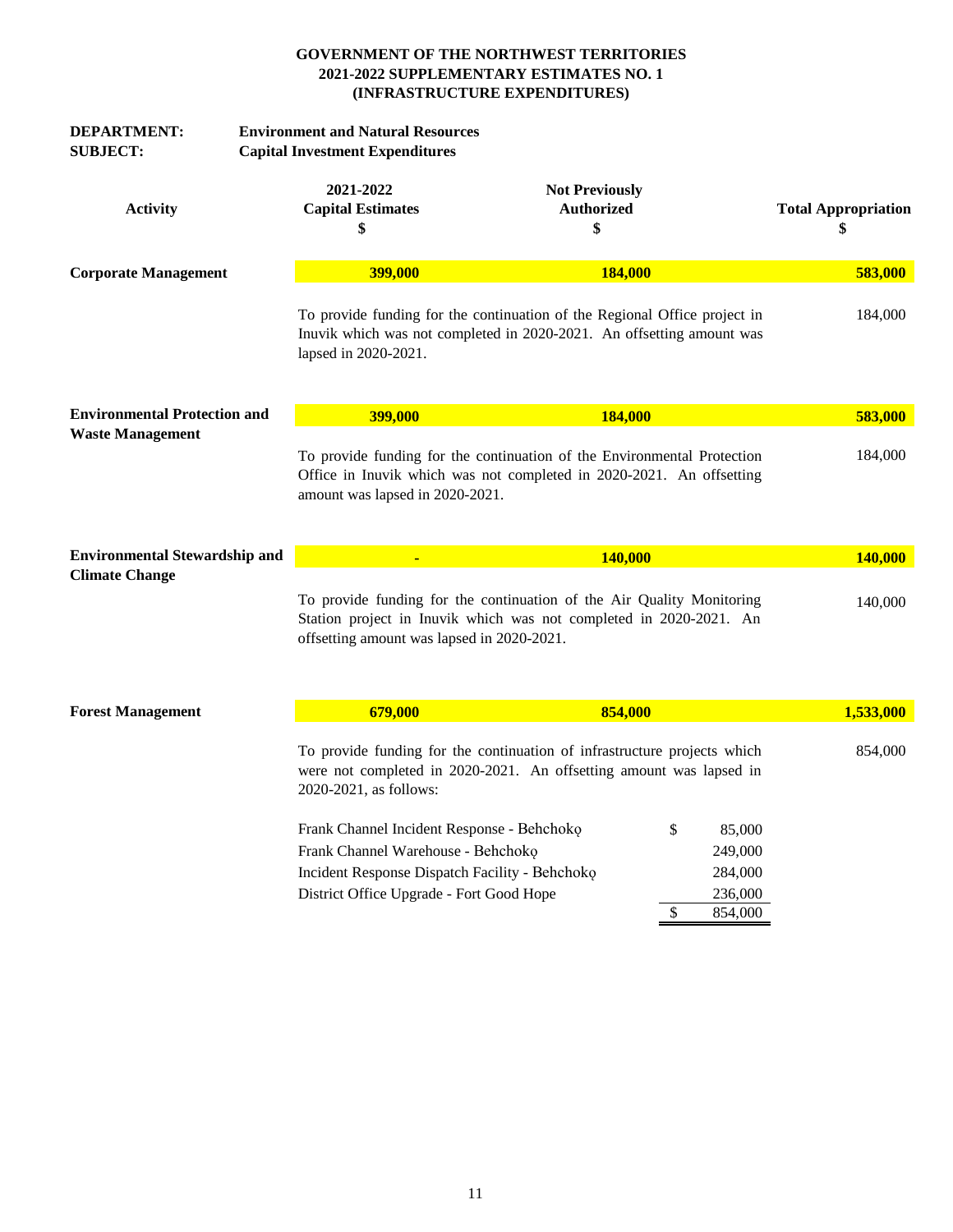**GOVERNMENT OF THE NORTHWEST TERRITORIES**
**2021-2022 SUPPLEMENTARY ESTIMATES NO. 1**
**(INFRASTRUCTURE EXPENDITURES)**

**DEPARTMENT:** **Environment and Natural Resources**
**SUBJECT:** **Capital Investment Expenditures**

| Activity | 2021-2022 Capital Estimates $ | Not Previously Authorized $ | Total Appropriation $ |
|---|---|---|---|
| **Corporate Management** | **399,000** | **184,000** | **583,000** |
| | To provide funding for the continuation of the Regional Office project in Inuvik which was not completed in 2020-2021. An offsetting amount was lapsed in 2020-2021. | | 184,000 |
| **Environmental Protection and Waste Management** | **399,000** | **184,000** | **583,000** |
| | To provide funding for the continuation of the Environmental Protection Office in Inuvik which was not completed in 2020-2021. An offsetting amount was lapsed in 2020-2021. | | 184,000 |
| **Environmental Stewardship and Climate Change** | **-** | **140,000** | **140,000** |
| | To provide funding for the continuation of the Air Quality Monitoring Station project in Inuvik which was not completed in 2020-2021. An offsetting amount was lapsed in 2020-2021. | | 140,000 |
| **Forest Management** | **679,000** | **854,000** | **1,533,000** |
| | To provide funding for the continuation of infrastructure projects which were not completed in 2020-2021. An offsetting amount was lapsed in 2020-2021, as follows: | | 854,000 |

| Project | $ |
|---|---|
| Frank Channel Incident Response - Behchokǫ | $ 85,000 |
| Frank Channel Warehouse - Behchokǫ | 249,000 |
| Incident Response Dispatch Facility - Behchokǫ | 284,000 |
| District Office Upgrade - Fort Good Hope | 236,000 |
| | $ 854,000 |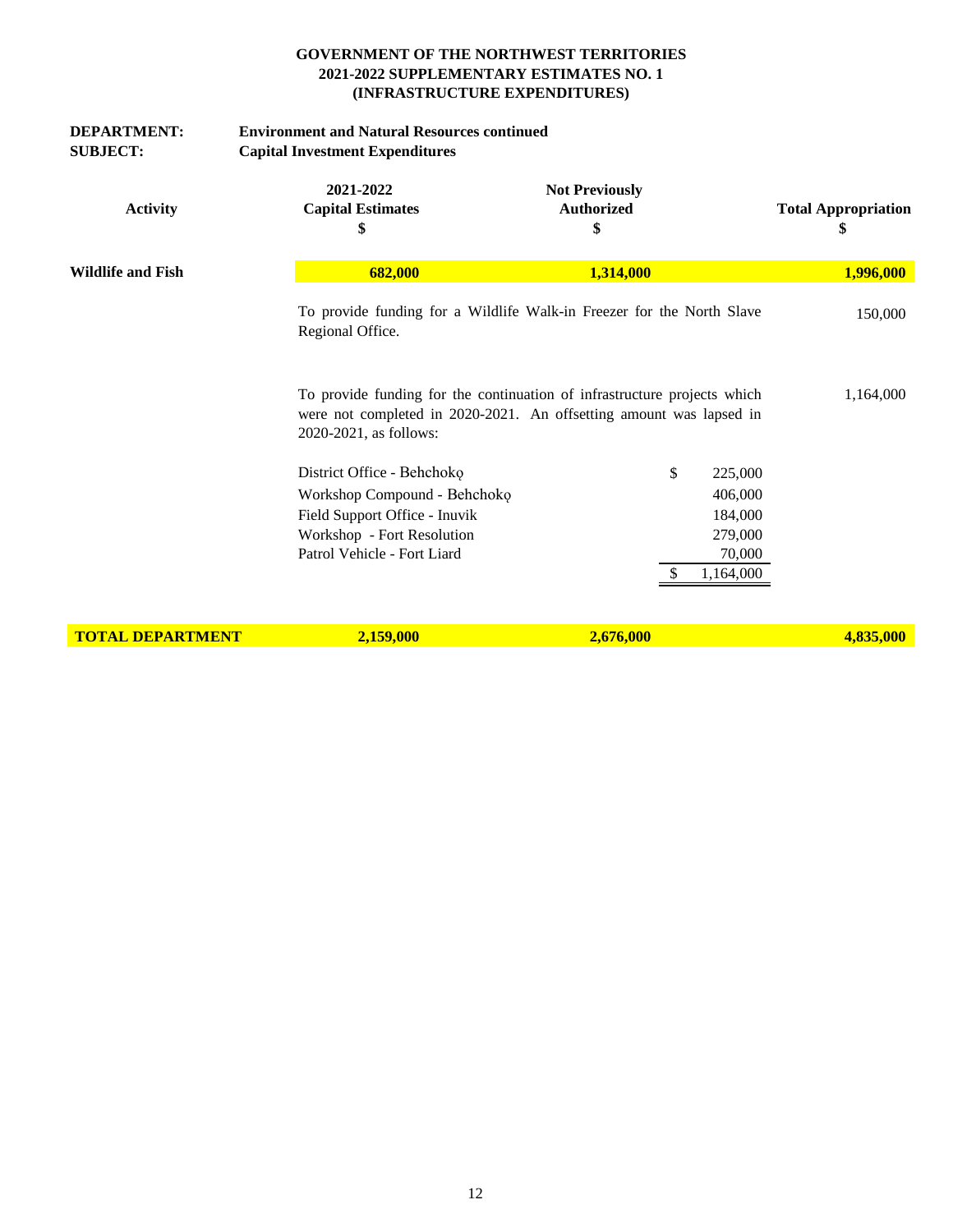**GOVERNMENT OF THE NORTHWEST TERRITORIES**
**2021-2022 SUPPLEMENTARY ESTIMATES NO. 1**
**(INFRASTRUCTURE EXPENDITURES)**

**DEPARTMENT:** **Environment and Natural Resources continued**
**SUBJECT:** **Capital Investment Expenditures**

| Activity | 2021-2022 Capital Estimates $ | Not Previously Authorized $ | Total Appropriation $ |
|---|---|---|---|
| **Wildlife and Fish** | **682,000** | **1,314,000** | **1,996,000** |

To provide funding for a Wildlife Walk-in Freezer for the North Slave Regional Office. — 150,000

To provide funding for the continuation of infrastructure projects which were not completed in 2020-2021. An offsetting amount was lapsed in 2020-2021, as follows: — 1,164,000

| Project | $ |
|---|---|
| District Office - Behchokǫ | $ 225,000 |
| Workshop Compound - Behchokǫ | 406,000 |
| Field Support Office - Inuvik | 184,000 |
| Workshop - Fort Resolution | 279,000 |
| Patrol Vehicle - Fort Liard | 70,000 |
| | $ 1,164,000 |

| | 2021-2022 Capital Estimates $ | Not Previously Authorized $ | Total Appropriation $ |
|---|---|---|---|
| **TOTAL DEPARTMENT** | **2,159,000** | **2,676,000** | **4,835,000** |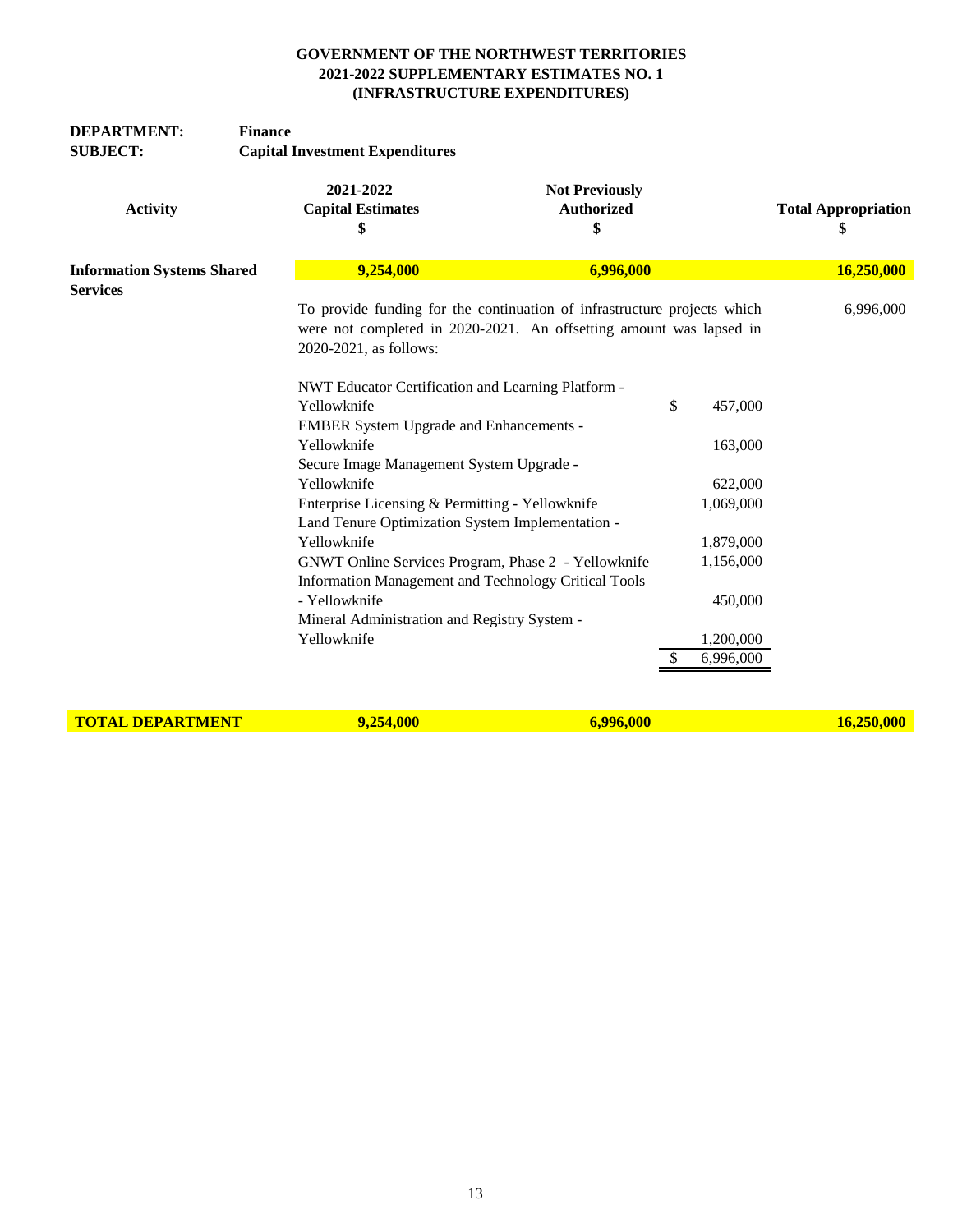**GOVERNMENT OF THE NORTHWEST TERRITORIES**
**2021-2022 SUPPLEMENTARY ESTIMATES NO. 1**
**(INFRASTRUCTURE EXPENDITURES)**

**DEPARTMENT:** **Finance**
**SUBJECT:** **Capital Investment Expenditures**

| Activity | 2021-2022 Capital Estimates $ | Not Previously Authorized $ | Total Appropriation $ |
|---|---|---|---|
| **Information Systems Shared Services** | **9,254,000** | **6,996,000** | **16,250,000** |
| | To provide funding for the continuation of infrastructure projects which were not completed in 2020-2021. An offsetting amount was lapsed in 2020-2021, as follows: | | 6,996,000 |
| | NWT Educator Certification and Learning Platform - Yellowknife | $ 457,000 | |
| | EMBER System Upgrade and Enhancements - Yellowknife | 163,000 | |
| | Secure Image Management System Upgrade - Yellowknife | 622,000 | |
| | Enterprise Licensing & Permitting - Yellowknife | 1,069,000 | |
| | Land Tenure Optimization System Implementation - Yellowknife | 1,879,000 | |
| | GNWT Online Services Program, Phase 2 - Yellowknife | 1,156,000 | |
| | Information Management and Technology Critical Tools - Yellowknife | 450,000 | |
| | Mineral Administration and Registry System - Yellowknife | 1,200,000 | |
| | | $ 6,996,000 | |
| **TOTAL DEPARTMENT** | **9,254,000** | **6,996,000** | **16,250,000** |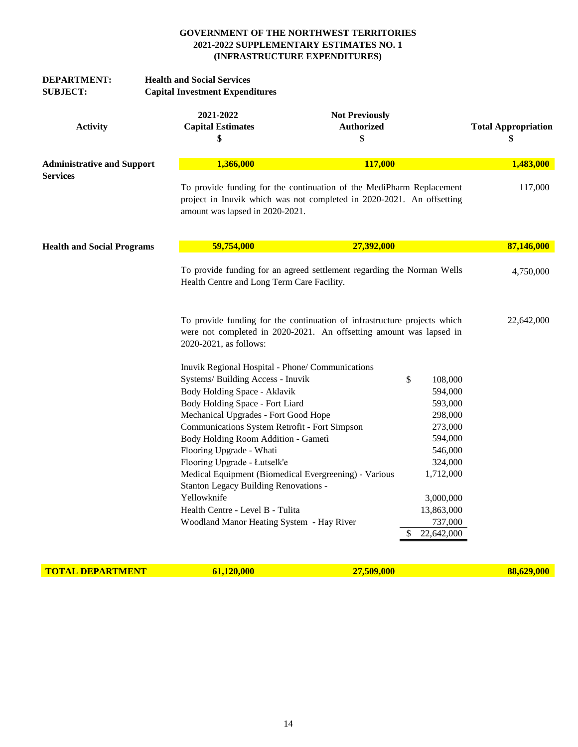**GOVERNMENT OF THE NORTHWEST TERRITORIES**
**2021-2022 SUPPLEMENTARY ESTIMATES NO. 1**
**(INFRASTRUCTURE EXPENDITURES)**

**DEPARTMENT:** **Health and Social Services**
**SUBJECT:** **Capital Investment Expenditures**

| Activity | 2021-2022 Capital Estimates $ | Not Previously Authorized $ | | Total Appropriation $ |
|---|---|---|---|---|
| **Administrative and Support Services** | **1,366,000** | **117,000** | | **1,483,000** |
| | To provide funding for the continuation of the MediPharm Replacement project in Inuvik which was not completed in 2020-2021. An offsetting amount was lapsed in 2020-2021. | | | 117,000 |
| **Health and Social Programs** | **59,754,000** | **27,392,000** | | **87,146,000** |
| | To provide funding for an agreed settlement regarding the Norman Wells Health Centre and Long Term Care Facility. | | | 4,750,000 |
| | To provide funding for the continuation of infrastructure projects which were not completed in 2020-2021. An offsetting amount was lapsed in 2020-2021, as follows: | | | 22,642,000 |
| | Inuvik Regional Hospital - Phone/ Communications Systems/ Building Access - Inuvik | | $ 108,000 | |
| | Body Holding Space - Aklavik | | 594,000 | |
| | Body Holding Space - Fort Liard | | 593,000 | |
| | Mechanical Upgrades - Fort Good Hope | | 298,000 | |
| | Communications System Retrofit - Fort Simpson | | 273,000 | |
| | Body Holding Room Addition - Gametì | | 594,000 | |
| | Flooring Upgrade - Whatì | | 546,000 | |
| | Flooring Upgrade - Łutselk'e | | 324,000 | |
| | Medical Equipment (Biomedical Evergreening) - Various | | 1,712,000 | |
| | Stanton Legacy Building Renovations - Yellowknife | | 3,000,000 | |
| | Health Centre - Level B - Tulita | | 13,863,000 | |
| | Woodland Manor Heating System - Hay River | | 737,000 | |
| | | | $ 22,642,000 | |
| **TOTAL DEPARTMENT** | **61,120,000** | **27,509,000** | | **88,629,000** |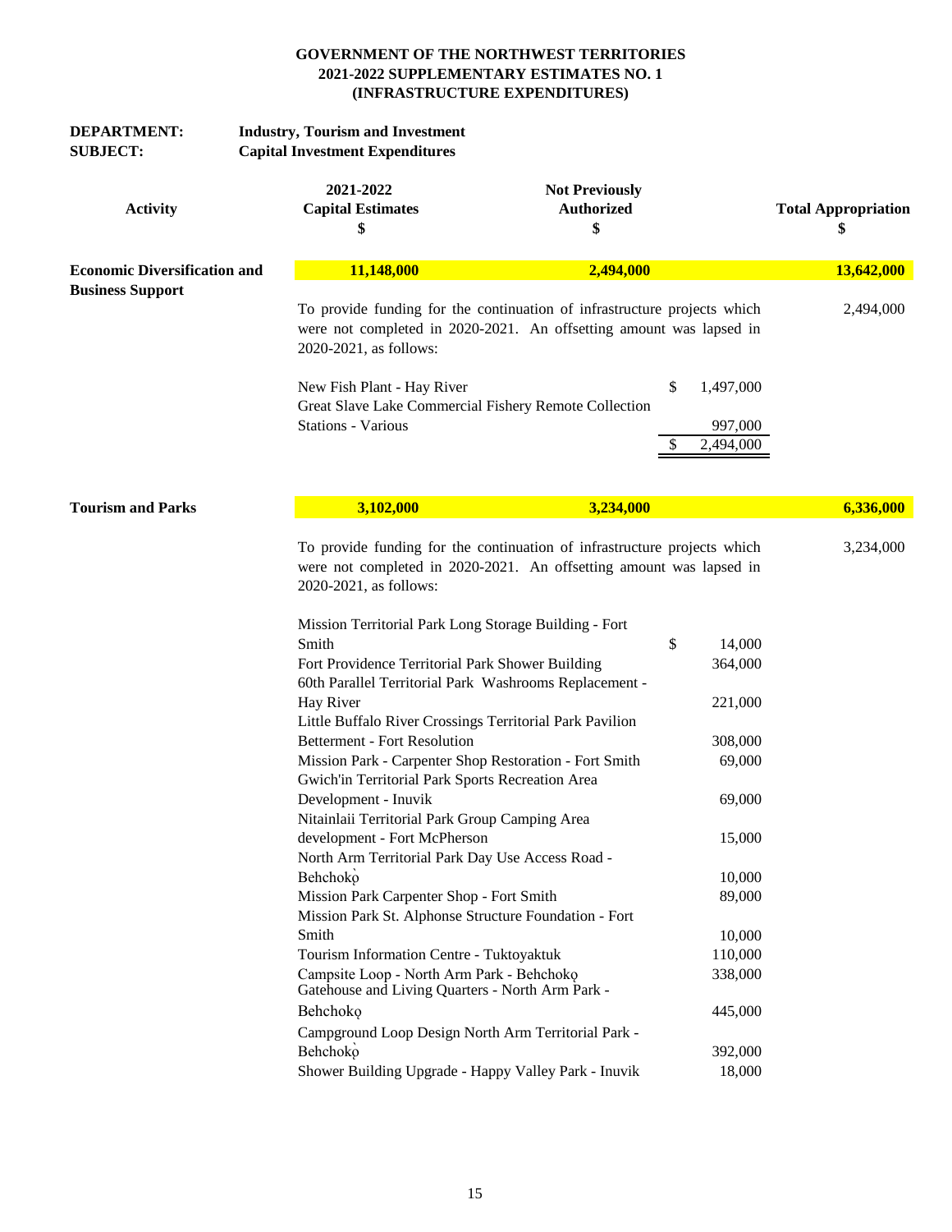**GOVERNMENT OF THE NORTHWEST TERRITORIES**
**2021-2022 SUPPLEMENTARY ESTIMATES NO. 1**
**(INFRASTRUCTURE EXPENDITURES)**

**DEPARTMENT:** Industry, Tourism and Investment
**SUBJECT:** Capital Investment Expenditures

| Activity | 2021-2022 Capital Estimates $ | Not Previously Authorized $ | Total Appropriation $ |
|---|---|---|---|
| **Economic Diversification and Business Support** | **11,148,000** | **2,494,000** | **13,642,000** |

To provide funding for the continuation of infrastructure projects which were not completed in 2020-2021. An offsetting amount was lapsed in 2020-2021, as follows: — 2,494,000

| Project | Amount |
|---|---|
| New Fish Plant - Hay River | $ 1,497,000 |
| Great Slave Lake Commercial Fishery Remote Collection Stations - Various | 997,000 |
| | $ 2,494,000 |

| Activity | 2021-2022 Capital Estimates $ | Not Previously Authorized $ | Total Appropriation $ |
|---|---|---|---|
| **Tourism and Parks** | **3,102,000** | **3,234,000** | **6,336,000** |

To provide funding for the continuation of infrastructure projects which were not completed in 2020-2021. An offsetting amount was lapsed in 2020-2021, as follows: — 3,234,000

| Project | Amount |
|---|---|
| Mission Territorial Park Long Storage Building - Fort Smith | $ 14,000 |
| Fort Providence Territorial Park Shower Building | 364,000 |
| 60th Parallel Territorial Park Washrooms Replacement - Hay River | 221,000 |
| Little Buffalo River Crossings Territorial Park Pavilion Betterment - Fort Resolution | 308,000 |
| Mission Park - Carpenter Shop Restoration - Fort Smith | 69,000 |
| Gwich'in Territorial Park Sports Recreation Area Development - Inuvik | 69,000 |
| Nitainlaii Territorial Park Group Camping Area development - Fort McPherson | 15,000 |
| North Arm Territorial Park Day Use Access Road - Behchokǫ̀ | 10,000 |
| Mission Park Carpenter Shop - Fort Smith | 89,000 |
| Mission Park St. Alphonse Structure Foundation - Fort Smith | 10,000 |
| Tourism Information Centre - Tuktoyaktuk | 110,000 |
| Campsite Loop - North Arm Park - Behchokǫ | 338,000 |
| Gatehouse and Living Quarters - North Arm Park - Behchokǫ | 445,000 |
| Campground Loop Design North Arm Territorial Park - Behchokǫ̀ | 392,000 |
| Shower Building Upgrade - Happy Valley Park - Inuvik | 18,000 |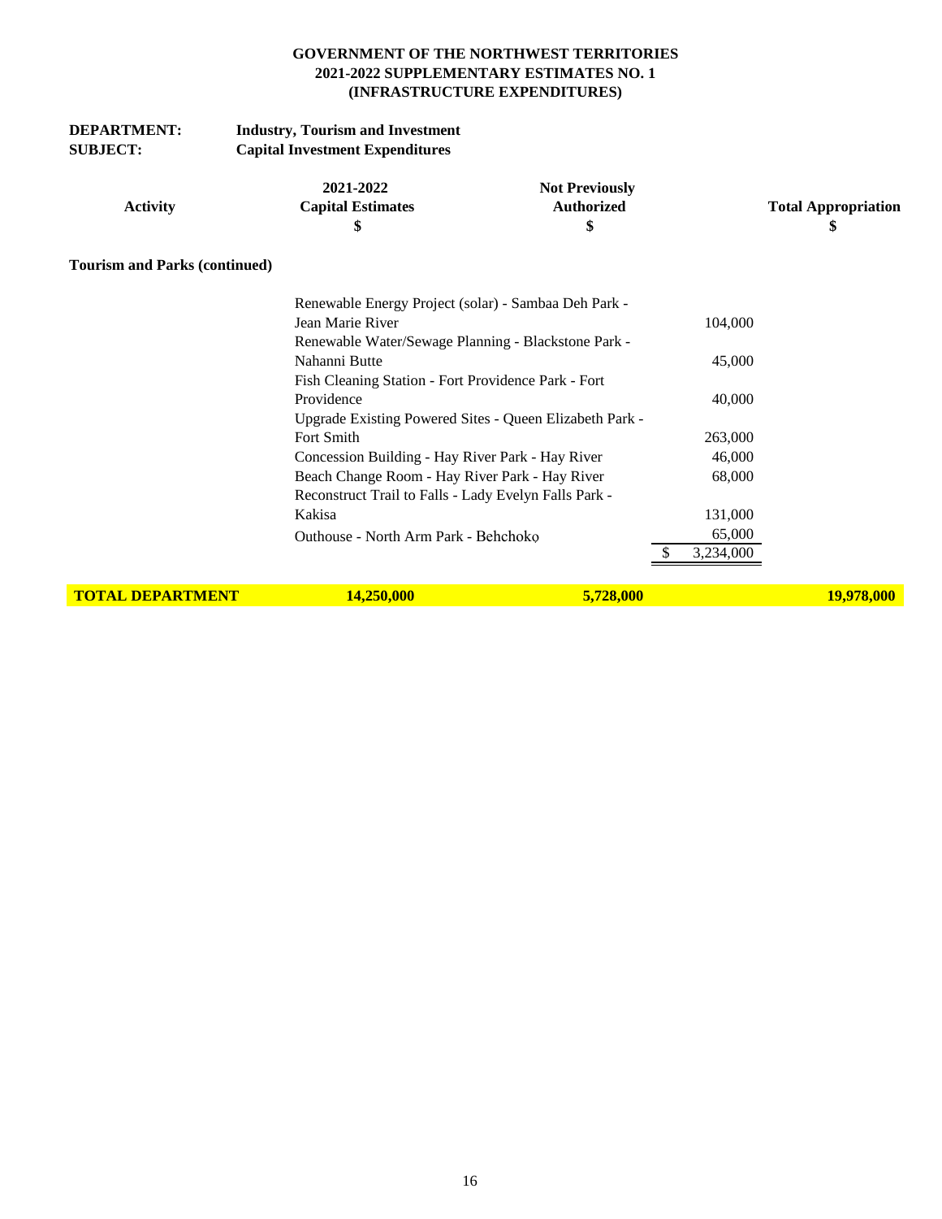**GOVERNMENT OF THE NORTHWEST TERRITORIES**
**2021-2022 SUPPLEMENTARY ESTIMATES NO. 1**
**(INFRASTRUCTURE EXPENDITURES)**

**DEPARTMENT:** Industry, Tourism and Investment
**SUBJECT:** Capital Investment Expenditures

| Activity | 2021-2022 Capital Estimates $ | Not Previously Authorized $ | | Total Appropriation $ |
|---|---|---|---|---|
| **Tourism and Parks (continued)** | | | | |
| | Renewable Energy Project (solar) - Sambaa Deh Park - Jean Marie River | | 104,000 | |
| | Renewable Water/Sewage Planning - Blackstone Park - Nahanni Butte | | 45,000 | |
| | Fish Cleaning Station - Fort Providence Park - Fort Providence | | 40,000 | |
| | Upgrade Existing Powered Sites - Queen Elizabeth Park - Fort Smith | | 263,000 | |
| | Concession Building - Hay River Park - Hay River | | 46,000 | |
| | Beach Change Room - Hay River Park - Hay River | | 68,000 | |
| | Reconstruct Trail to Falls - Lady Evelyn Falls Park - Kakisa | | 131,000 | |
| | Outhouse - North Arm Park - Behchokǫ | | 65,000 | |
| | | | $ 3,234,000 | |
| **TOTAL DEPARTMENT** | **14,250,000** | **5,728,000** | | **19,978,000** |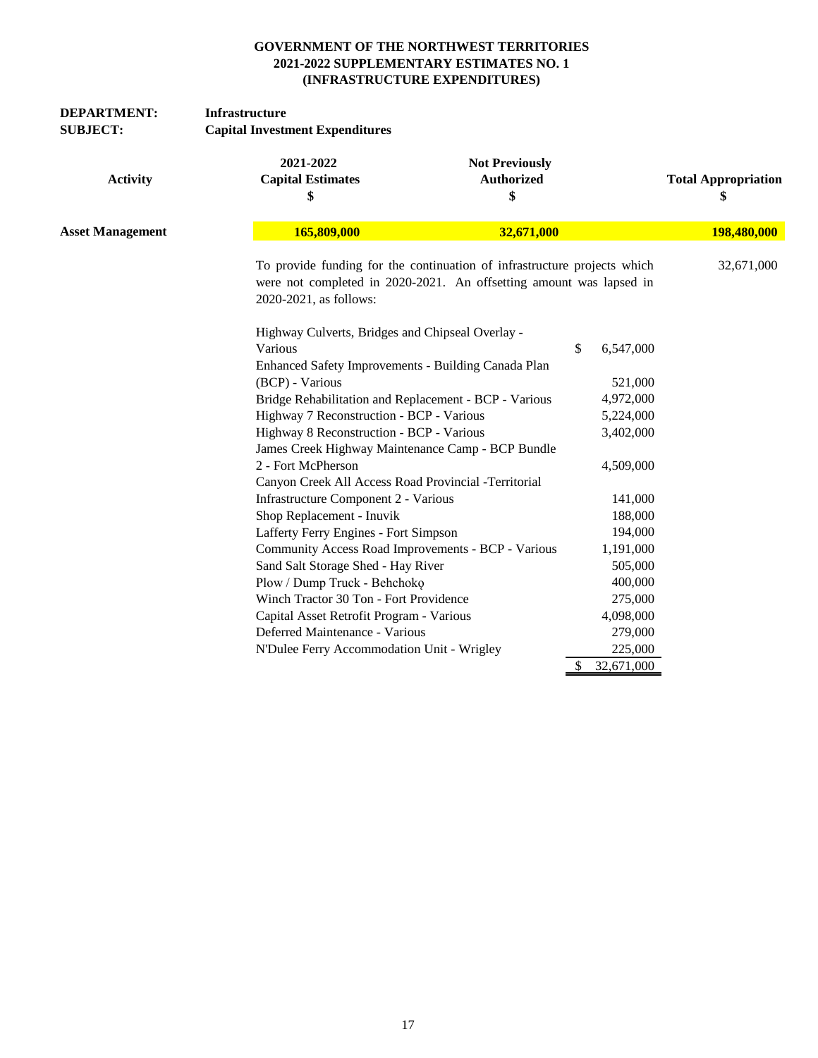**GOVERNMENT OF THE NORTHWEST TERRITORIES**
**2021-2022 SUPPLEMENTARY ESTIMATES NO. 1**
**(INFRASTRUCTURE EXPENDITURES)**

**DEPARTMENT:** **Infrastructure**
**SUBJECT:** **Capital Investment Expenditures**

| Activity | 2021-2022 Capital Estimates $ | Not Previously Authorized $ | Total Appropriation $ |
|---|---|---|---|
| **Asset Management** | **165,809,000** | **32,671,000** | **198,480,000** |

To provide funding for the continuation of infrastructure projects which were not completed in 2020-2021. An offsetting amount was lapsed in 2020-2021, as follows: 32,671,000

| | |
|---|---|
| Highway Culverts, Bridges and Chipseal Overlay - Various | $ 6,547,000 |
| Enhanced Safety Improvements - Building Canada Plan (BCP) - Various | 521,000 |
| Bridge Rehabilitation and Replacement - BCP - Various | 4,972,000 |
| Highway 7 Reconstruction - BCP - Various | 5,224,000 |
| Highway 8 Reconstruction - BCP - Various | 3,402,000 |
| James Creek Highway Maintenance Camp - BCP Bundle 2 - Fort McPherson | 4,509,000 |
| Canyon Creek All Access Road Provincial -Territorial Infrastructure Component 2 - Various | 141,000 |
| Shop Replacement - Inuvik | 188,000 |
| Lafferty Ferry Engines - Fort Simpson | 194,000 |
| Community Access Road Improvements - BCP - Various | 1,191,000 |
| Sand Salt Storage Shed - Hay River | 505,000 |
| Plow / Dump Truck - Behchokǫ | 400,000 |
| Winch Tractor 30 Ton - Fort Providence | 275,000 |
| Capital Asset Retrofit Program - Various | 4,098,000 |
| Deferred Maintenance - Various | 279,000 |
| N'Dulee Ferry Accommodation Unit - Wrigley | 225,000 |
| | $ 32,671,000 |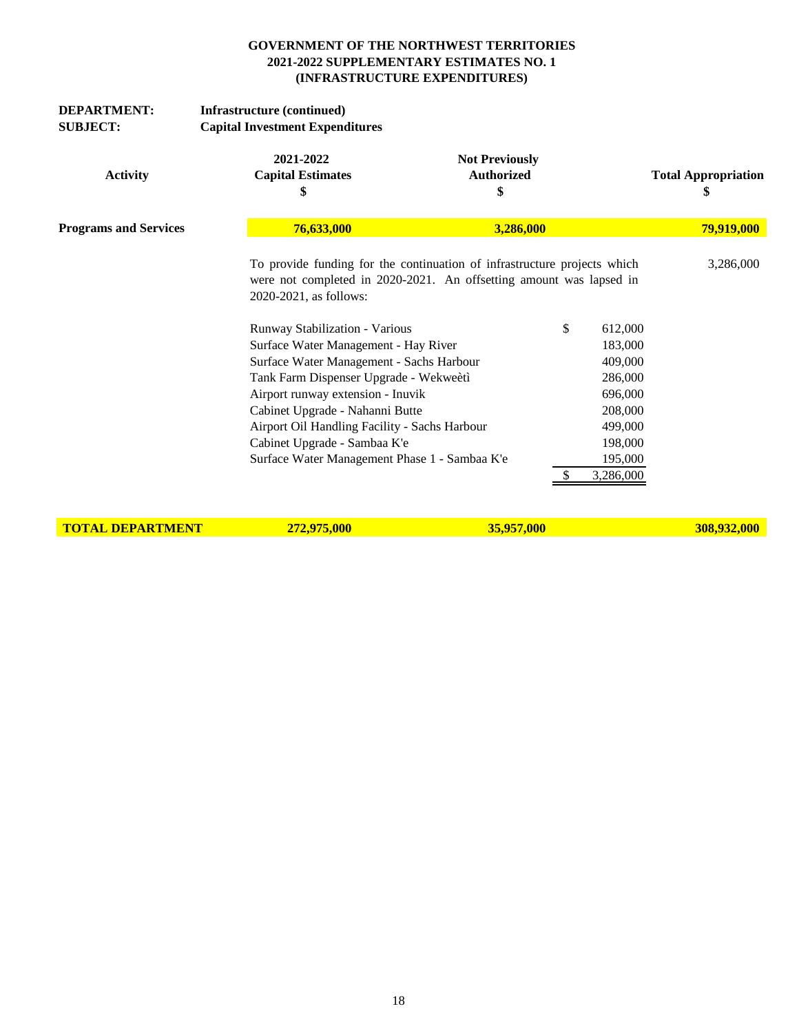**GOVERNMENT OF THE NORTHWEST TERRITORIES**
**2021-2022 SUPPLEMENTARY ESTIMATES NO. 1**
**(INFRASTRUCTURE EXPENDITURES)**

**DEPARTMENT:** **Infrastructure (continued)**
**SUBJECT:** **Capital Investment Expenditures**

| Activity | 2021-2022 Capital Estimates $ | Not Previously Authorized $ | Total Appropriation $ |
|---|---|---|---|
| **Programs and Services** | **76,633,000** | **3,286,000** | **79,919,000** |

To provide funding for the continuation of infrastructure projects which were not completed in 2020-2021. An offsetting amount was lapsed in 2020-2021, as follows: 3,286,000

| | | |
|---|---|---|
| Runway Stabilization - Various | $ | 612,000 |
| Surface Water Management - Hay River | | 183,000 |
| Surface Water Management - Sachs Harbour | | 409,000 |
| Tank Farm Dispenser Upgrade - Wekweètì | | 286,000 |
| Airport runway extension - Inuvik | | 696,000 |
| Cabinet Upgrade - Nahanni Butte | | 208,000 |
| Airport Oil Handling Facility - Sachs Harbour | | 499,000 |
| Cabinet Upgrade - Sambaa K'e | | 198,000 |
| Surface Water Management Phase 1 - Sambaa K'e | | 195,000 |
| | $ | 3,286,000 |

| | | | |
|---|---|---|---|
| **TOTAL DEPARTMENT** | **272,975,000** | **35,957,000** | **308,932,000** |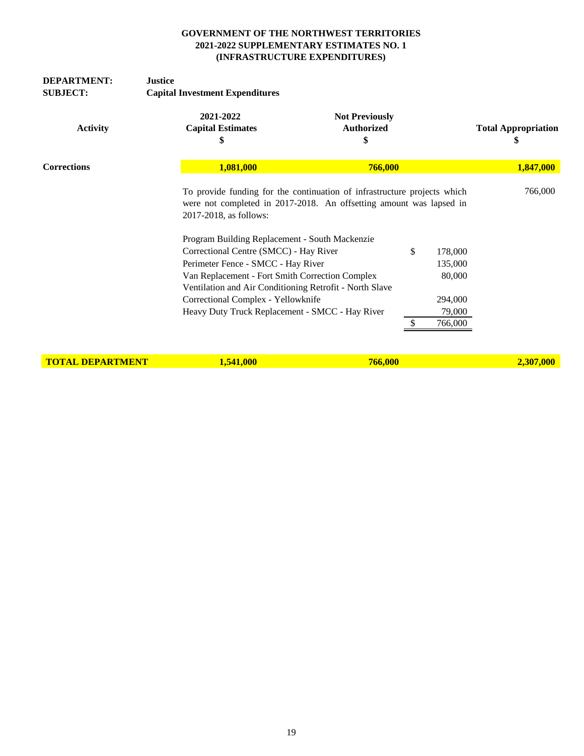**GOVERNMENT OF THE NORTHWEST TERRITORIES**
**2021-2022 SUPPLEMENTARY ESTIMATES NO. 1**
**(INFRASTRUCTURE EXPENDITURES)**

**DEPARTMENT:** **Justice**
**SUBJECT:** **Capital Investment Expenditures**

| Activity | 2021-2022 Capital Estimates $ | Not Previously Authorized $ | Total Appropriation $ |
|---|---|---|---|
| **Corrections** | **1,081,000** | **766,000** | **1,847,000** |
| | To provide funding for the continuation of infrastructure projects which were not completed in 2017-2018. An offsetting amount was lapsed in 2017-2018, as follows: | | 766,000 |
| **TOTAL DEPARTMENT** | **1,541,000** | **766,000** | **2,307,000** |

| Project | $ |
|---|---|
| Program Building Replacement - South Mackenzie Correctional Centre (SMCC) - Hay River | $ 178,000 |
| Perimeter Fence - SMCC - Hay River | 135,000 |
| Van Replacement - Fort Smith Correction Complex | 80,000 |
| Ventilation and Air Conditioning Retrofit - North Slave Correctional Complex - Yellowknife | 294,000 |
| Heavy Duty Truck Replacement - SMCC - Hay River | 79,000 |
| | $ 766,000 |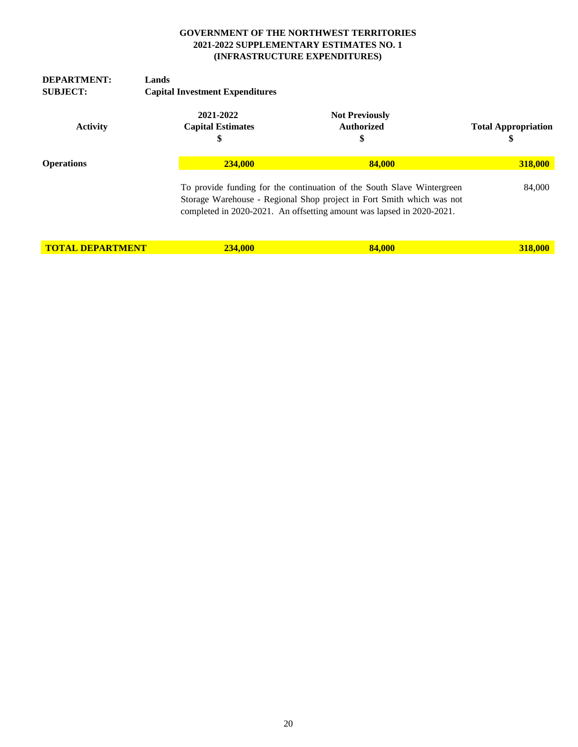**GOVERNMENT OF THE NORTHWEST TERRITORIES**
**2021-2022 SUPPLEMENTARY ESTIMATES NO. 1**
**(INFRASTRUCTURE EXPENDITURES)**

**DEPARTMENT:** **Lands**
**SUBJECT:** **Capital Investment Expenditures**

| Activity | 2021-2022 Capital Estimates $ | Not Previously Authorized $ | Total Appropriation $ |
|---|---|---|---|
| **Operations** | **234,000** | **84,000** | **318,000** |
| | To provide funding for the continuation of the South Slave Wintergreen Storage Warehouse - Regional Shop project in Fort Smith which was not completed in 2020-2021. An offsetting amount was lapsed in 2020-2021. | | 84,000 |
| **TOTAL DEPARTMENT** | **234,000** | **84,000** | **318,000** |